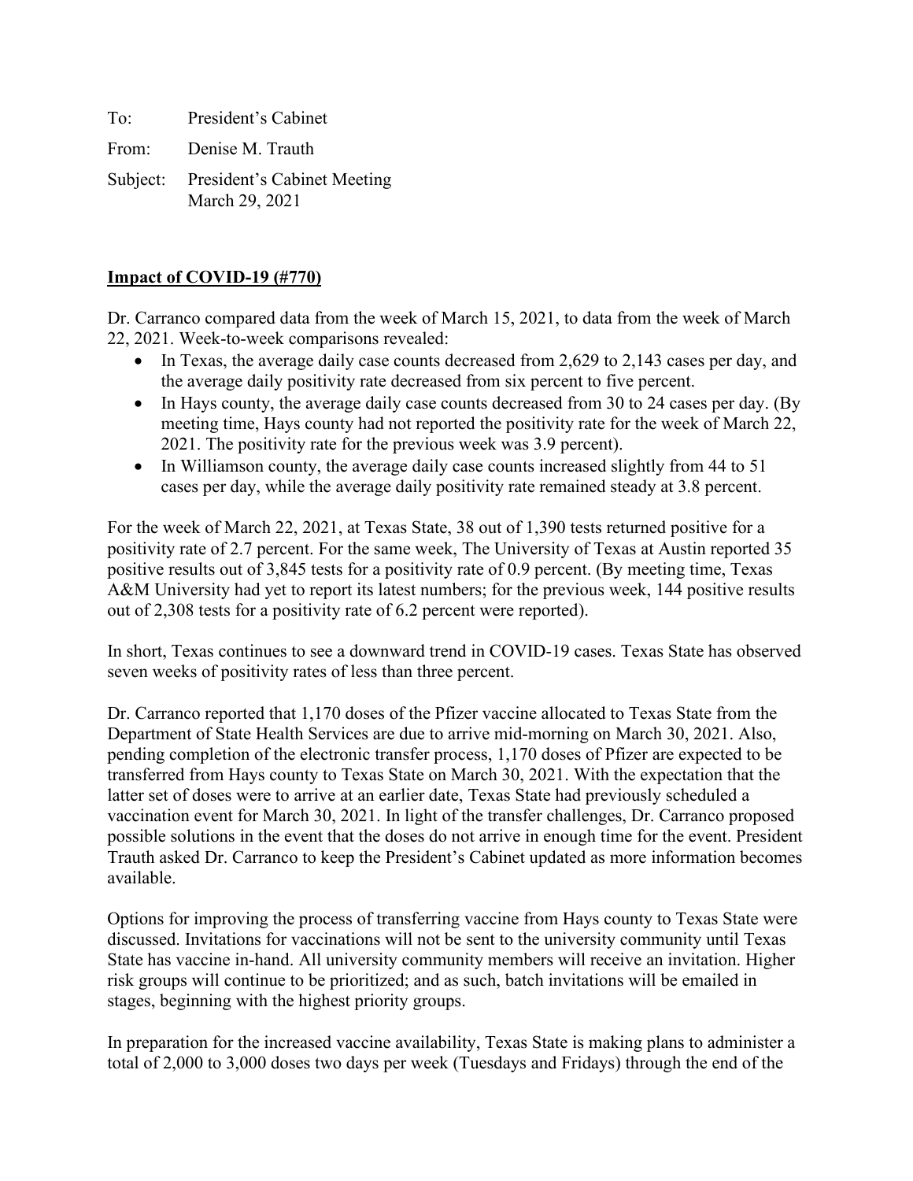To: President's Cabinet

From: Denise M. Trauth

Subject: President's Cabinet Meeting
March 29, 2021

**Impact of COVID-19 (#770)**

Dr. Carranco compared data from the week of March 15, 2021, to data from the week of March 22, 2021. Week-to-week comparisons revealed:

- In Texas, the average daily case counts decreased from 2,629 to 2,143 cases per day, and the average daily positivity rate decreased from six percent to five percent.
- In Hays county, the average daily case counts decreased from 30 to 24 cases per day. (By meeting time, Hays county had not reported the positivity rate for the week of March 22, 2021. The positivity rate for the previous week was 3.9 percent).
- In Williamson county, the average daily case counts increased slightly from 44 to 51 cases per day, while the average daily positivity rate remained steady at 3.8 percent.

For the week of March 22, 2021, at Texas State, 38 out of 1,390 tests returned positive for a positivity rate of 2.7 percent. For the same week, The University of Texas at Austin reported 35 positive results out of 3,845 tests for a positivity rate of 0.9 percent. (By meeting time, Texas A&M University had yet to report its latest numbers; for the previous week, 144 positive results out of 2,308 tests for a positivity rate of 6.2 percent were reported).

In short, Texas continues to see a downward trend in COVID-19 cases. Texas State has observed seven weeks of positivity rates of less than three percent.

Dr. Carranco reported that 1,170 doses of the Pfizer vaccine allocated to Texas State from the Department of State Health Services are due to arrive mid-morning on March 30, 2021. Also, pending completion of the electronic transfer process, 1,170 doses of Pfizer are expected to be transferred from Hays county to Texas State on March 30, 2021. With the expectation that the latter set of doses were to arrive at an earlier date, Texas State had previously scheduled a vaccination event for March 30, 2021. In light of the transfer challenges, Dr. Carranco proposed possible solutions in the event that the doses do not arrive in enough time for the event. President Trauth asked Dr. Carranco to keep the President's Cabinet updated as more information becomes available.

Options for improving the process of transferring vaccine from Hays county to Texas State were discussed. Invitations for vaccinations will not be sent to the university community until Texas State has vaccine in-hand. All university community members will receive an invitation. Higher risk groups will continue to be prioritized; and as such, batch invitations will be emailed in stages, beginning with the highest priority groups.

In preparation for the increased vaccine availability, Texas State is making plans to administer a total of 2,000 to 3,000 doses two days per week (Tuesdays and Fridays) through the end of the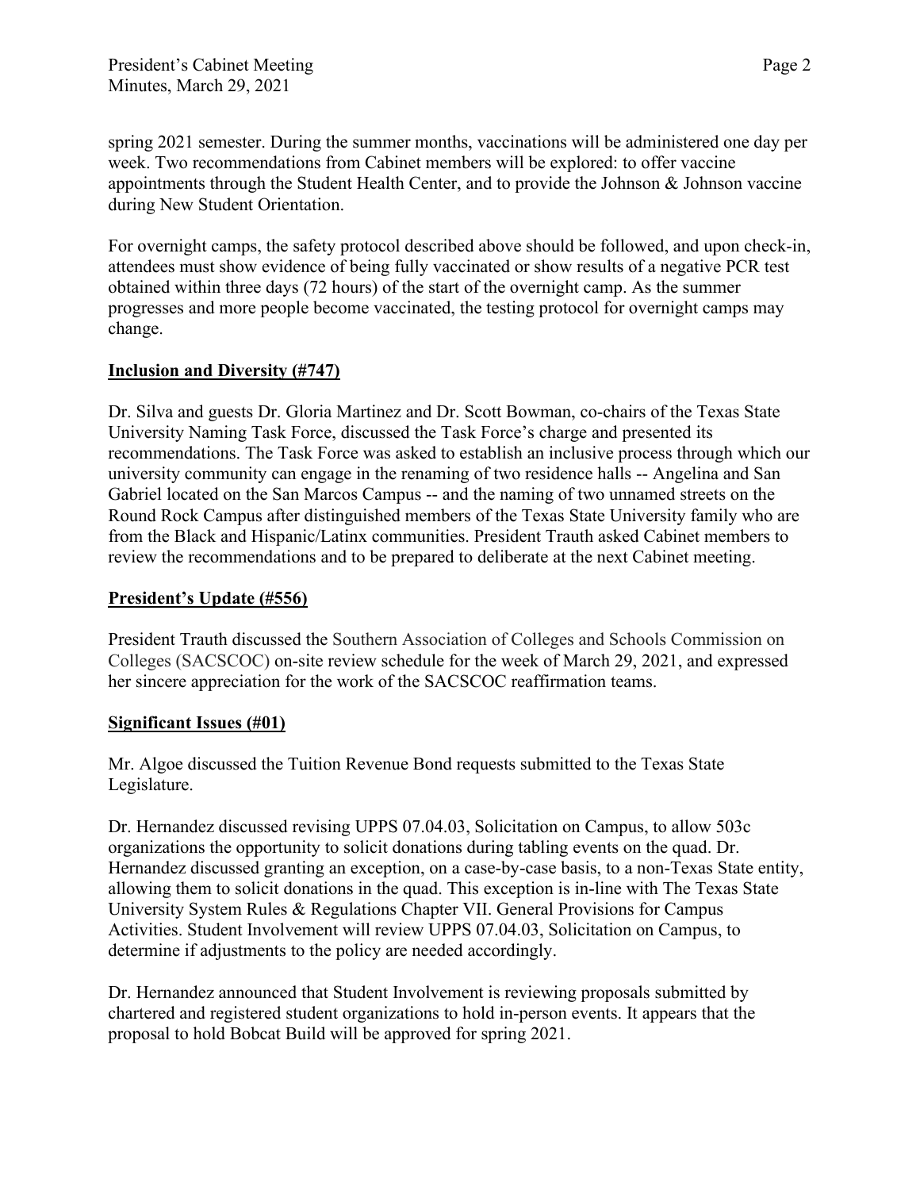spring 2021 semester. During the summer months, vaccinations will be administered one day per week. Two recommendations from Cabinet members will be explored: to offer vaccine appointments through the Student Health Center, and to provide the Johnson & Johnson vaccine during New Student Orientation.

For overnight camps, the safety protocol described above should be followed, and upon check-in, attendees must show evidence of being fully vaccinated or show results of a negative PCR test obtained within three days (72 hours) of the start of the overnight camp. As the summer progresses and more people become vaccinated, the testing protocol for overnight camps may change.

## Inclusion and Diversity (#747)

Dr. Silva and guests Dr. Gloria Martinez and Dr. Scott Bowman, co-chairs of the Texas State University Naming Task Force, discussed the Task Force's charge and presented its recommendations. The Task Force was asked to establish an inclusive process through which our university community can engage in the renaming of two residence halls -- Angelina and San Gabriel located on the San Marcos Campus -- and the naming of two unnamed streets on the Round Rock Campus after distinguished members of the Texas State University family who are from the Black and Hispanic/Latinx communities. President Trauth asked Cabinet members to review the recommendations and to be prepared to deliberate at the next Cabinet meeting.

## President's Update (#556)

President Trauth discussed the Southern Association of Colleges and Schools Commission on Colleges (SACSCOC) on-site review schedule for the week of March 29, 2021, and expressed her sincere appreciation for the work of the SACSCOC reaffirmation teams.

## Significant Issues (#01)

Mr. Algoe discussed the Tuition Revenue Bond requests submitted to the Texas State Legislature.

Dr. Hernandez discussed revising UPPS 07.04.03, Solicitation on Campus, to allow 503c organizations the opportunity to solicit donations during tabling events on the quad. Dr. Hernandez discussed granting an exception, on a case-by-case basis, to a non-Texas State entity, allowing them to solicit donations in the quad. This exception is in-line with The Texas State University System Rules & Regulations Chapter VII. General Provisions for Campus Activities. Student Involvement will review UPPS 07.04.03, Solicitation on Campus, to determine if adjustments to the policy are needed accordingly.

Dr. Hernandez announced that Student Involvement is reviewing proposals submitted by chartered and registered student organizations to hold in-person events. It appears that the proposal to hold Bobcat Build will be approved for spring 2021.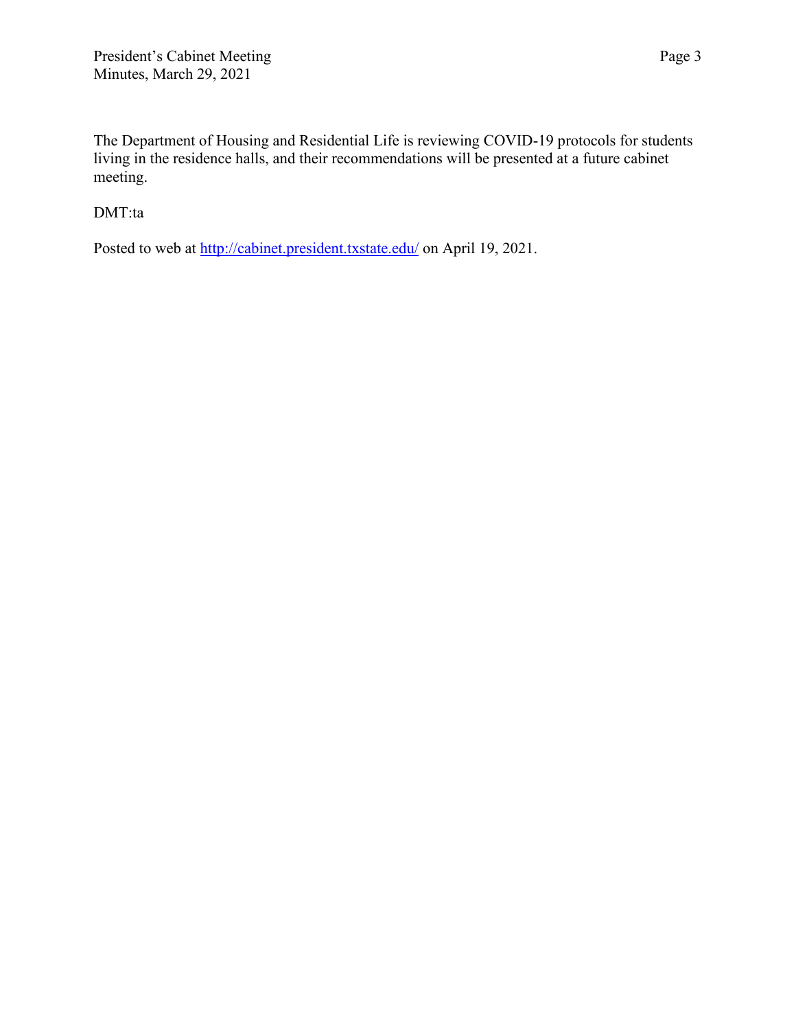The Department of Housing and Residential Life is reviewing COVID-19 protocols for students living in the residence halls, and their recommendations will be presented at a future cabinet meeting.

DMT:ta

Posted to web at [http://cabinet.president.txstate.edu/](http://cabinet.president.txstate.edu/) on April 19, 2021.